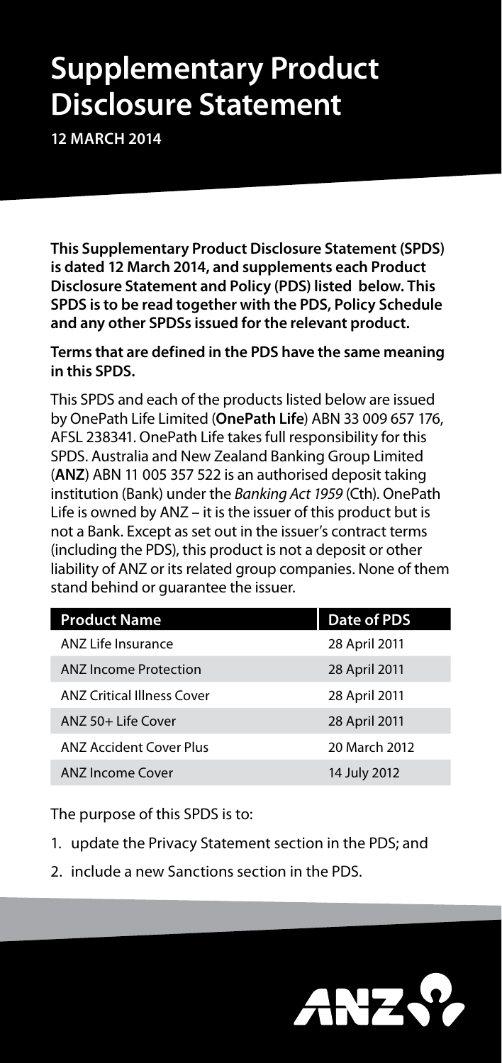# Supplementary Product Disclosure Statement

**12 MARCH 2014**

**This Supplementary Product Disclosure Statement (SPDS) is dated 12 March 2014, and supplements each Product Disclosure Statement and Policy (PDS) listed below. This SPDS is to be read together with the PDS, Policy Schedule and any other SPDSs issued for the relevant product.**

**Terms that are defined in the PDS have the same meaning in this SPDS.**

This SPDS and each of the products listed below are issued by OnePath Life Limited (**OnePath Life**) ABN 33 009 657 176, AFSL 238341. OnePath Life takes full responsibility for this SPDS. Australia and New Zealand Banking Group Limited (**ANZ**) ABN 11 005 357 522 is an authorised deposit taking institution (Bank) under the *Banking Act 1959* (Cth). OnePath Life is owned by ANZ – it is the issuer of this product but is not a Bank. Except as set out in the issuer's contract terms (including the PDS), this product is not a deposit or other liability of ANZ or its related group companies. None of them stand behind or guarantee the issuer.

| Product Name | Date of PDS |
|---|---|
| ANZ Life Insurance | 28 April 2011 |
| ANZ Income Protection | 28 April 2011 |
| ANZ Critical Illness Cover | 28 April 2011 |
| ANZ 50+ Life Cover | 28 April 2011 |
| ANZ Accident Cover Plus | 20 March 2012 |
| ANZ Income Cover | 14 July 2012 |

The purpose of this SPDS is to:

1. update the Privacy Statement section in the PDS; and
2. include a new Sanctions section in the PDS.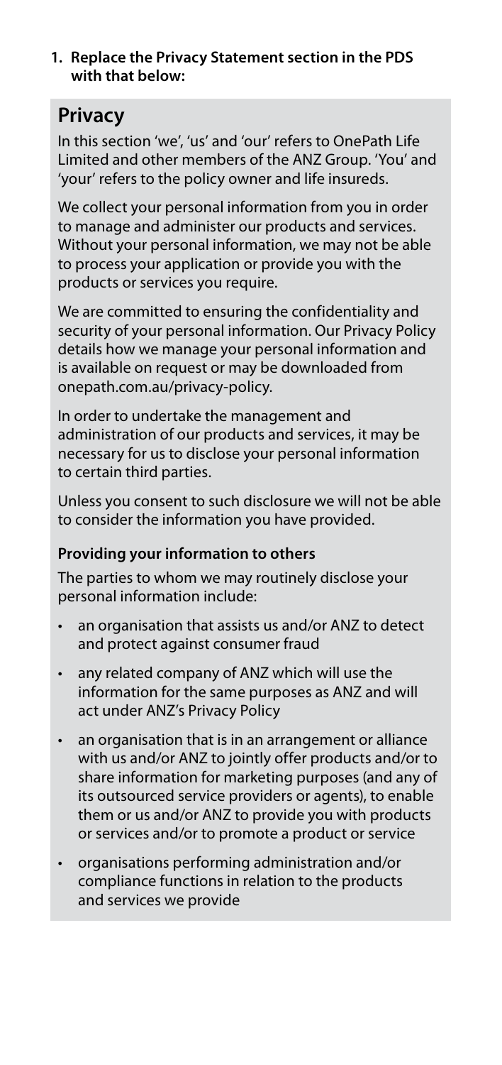**1. Replace the Privacy Statement section in the PDS with that below:**

## Privacy

In this section 'we', 'us' and 'our' refers to OnePath Life Limited and other members of the ANZ Group. 'You' and 'your' refers to the policy owner and life insureds.

We collect your personal information from you in order to manage and administer our products and services. Without your personal information, we may not be able to process your application or provide you with the products or services you require.

We are committed to ensuring the confidentiality and security of your personal information. Our Privacy Policy details how we manage your personal information and is available on request or may be downloaded from onepath.com.au/privacy-policy.

In order to undertake the management and administration of our products and services, it may be necessary for us to disclose your personal information to certain third parties.

Unless you consent to such disclosure we will not be able to consider the information you have provided.

### Providing your information to others

The parties to whom we may routinely disclose your personal information include:

- an organisation that assists us and/or ANZ to detect and protect against consumer fraud
- any related company of ANZ which will use the information for the same purposes as ANZ and will act under ANZ's Privacy Policy
- an organisation that is in an arrangement or alliance with us and/or ANZ to jointly offer products and/or to share information for marketing purposes (and any of its outsourced service providers or agents), to enable them or us and/or ANZ to provide you with products or services and/or to promote a product or service
- organisations performing administration and/or compliance functions in relation to the products and services we provide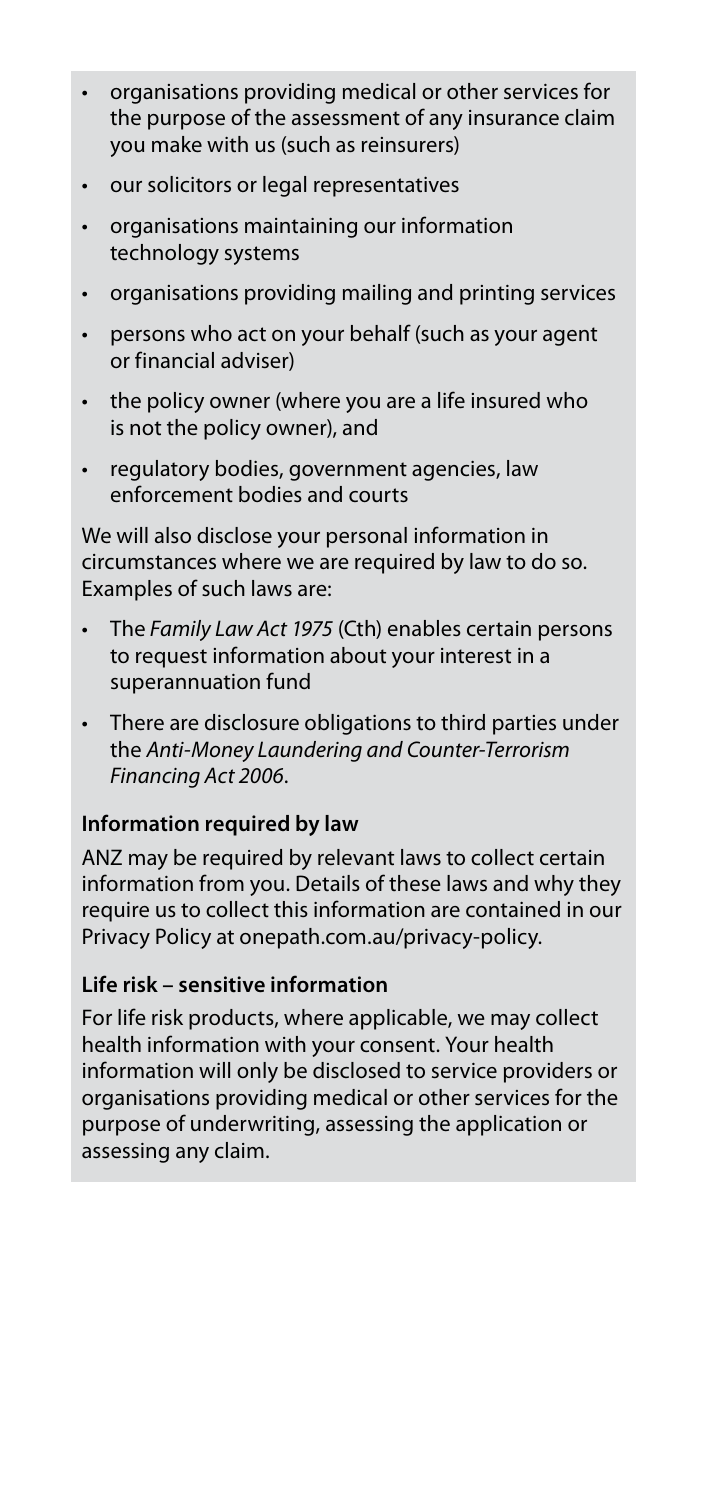- organisations providing medical or other services for the purpose of the assessment of any insurance claim you make with us (such as reinsurers)
- our solicitors or legal representatives
- organisations maintaining our information technology systems
- organisations providing mailing and printing services
- persons who act on your behalf (such as your agent or financial adviser)
- the policy owner (where you are a life insured who is not the policy owner), and
- regulatory bodies, government agencies, law enforcement bodies and courts

We will also disclose your personal information in circumstances where we are required by law to do so. Examples of such laws are:

- The *Family Law Act 1975* (Cth) enables certain persons to request information about your interest in a superannuation fund
- There are disclosure obligations to third parties under the *Anti-Money Laundering and Counter-Terrorism Financing Act 2006*.

**Information required by law**

ANZ may be required by relevant laws to collect certain information from you. Details of these laws and why they require us to collect this information are contained in our Privacy Policy at onepath.com.au/privacy-policy.

**Life risk – sensitive information**

For life risk products, where applicable, we may collect health information with your consent. Your health information will only be disclosed to service providers or organisations providing medical or other services for the purpose of underwriting, assessing the application or assessing any claim.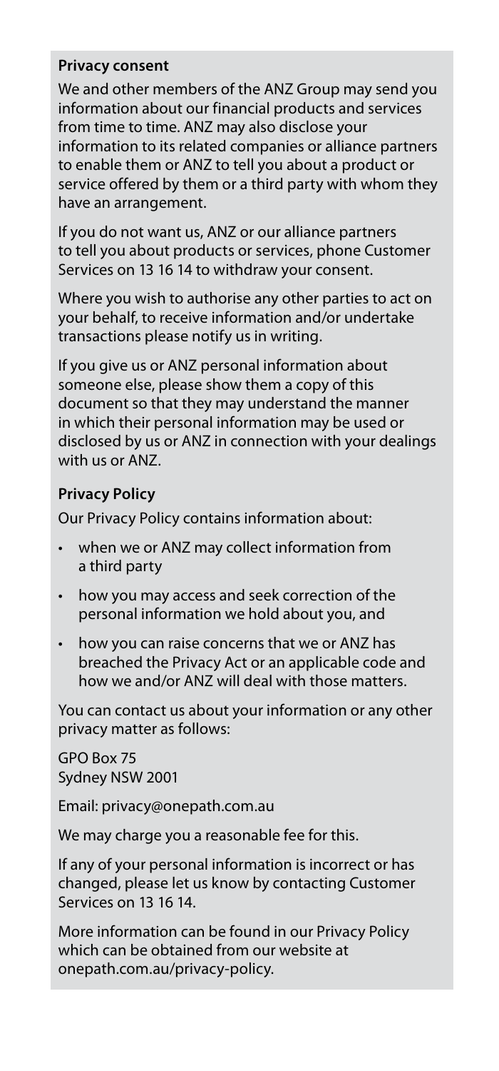**Privacy consent**

We and other members of the ANZ Group may send you information about our financial products and services from time to time. ANZ may also disclose your information to its related companies or alliance partners to enable them or ANZ to tell you about a product or service offered by them or a third party with whom they have an arrangement.

If you do not want us, ANZ or our alliance partners to tell you about products or services, phone Customer Services on 13 16 14 to withdraw your consent.

Where you wish to authorise any other parties to act on your behalf, to receive information and/or undertake transactions please notify us in writing.

If you give us or ANZ personal information about someone else, please show them a copy of this document so that they may understand the manner in which their personal information may be used or disclosed by us or ANZ in connection with your dealings with us or ANZ.

**Privacy Policy**

Our Privacy Policy contains information about:

- when we or ANZ may collect information from a third party
- how you may access and seek correction of the personal information we hold about you, and
- how you can raise concerns that we or ANZ has breached the Privacy Act or an applicable code and how we and/or ANZ will deal with those matters.

You can contact us about your information or any other privacy matter as follows:

GPO Box 75
Sydney NSW 2001

Email: privacy@onepath.com.au

We may charge you a reasonable fee for this.

If any of your personal information is incorrect or has changed, please let us know by contacting Customer Services on 13 16 14.

More information can be found in our Privacy Policy which can be obtained from our website at onepath.com.au/privacy-policy.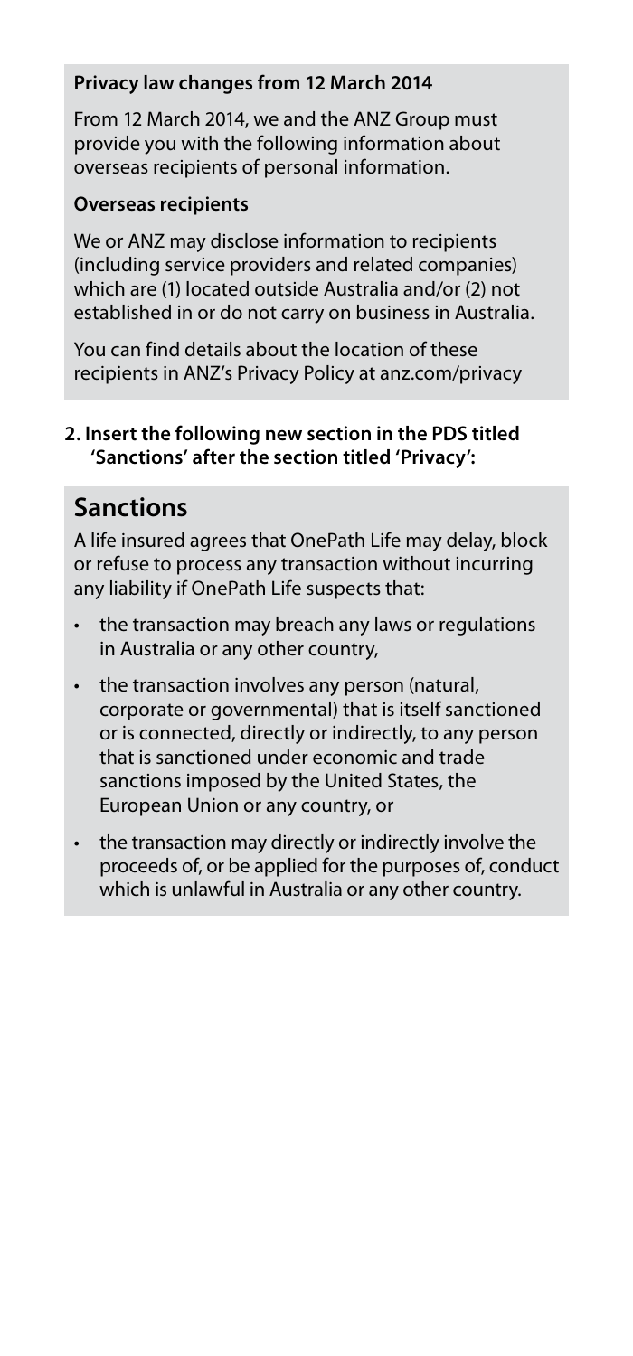**Privacy law changes from 12 March 2014**

From 12 March 2014, we and the ANZ Group must provide you with the following information about overseas recipients of personal information.

**Overseas recipients**

We or ANZ may disclose information to recipients (including service providers and related companies) which are (1) located outside Australia and/or (2) not established in or do not carry on business in Australia.

You can find details about the location of these recipients in ANZ's Privacy Policy at anz.com/privacy

**2. Insert the following new section in the PDS titled 'Sanctions' after the section titled 'Privacy':**

## Sanctions

A life insured agrees that OnePath Life may delay, block or refuse to process any transaction without incurring any liability if OnePath Life suspects that:

- the transaction may breach any laws or regulations in Australia or any other country,
- the transaction involves any person (natural, corporate or governmental) that is itself sanctioned or is connected, directly or indirectly, to any person that is sanctioned under economic and trade sanctions imposed by the United States, the European Union or any country, or
- the transaction may directly or indirectly involve the proceeds of, or be applied for the purposes of, conduct which is unlawful in Australia or any other country.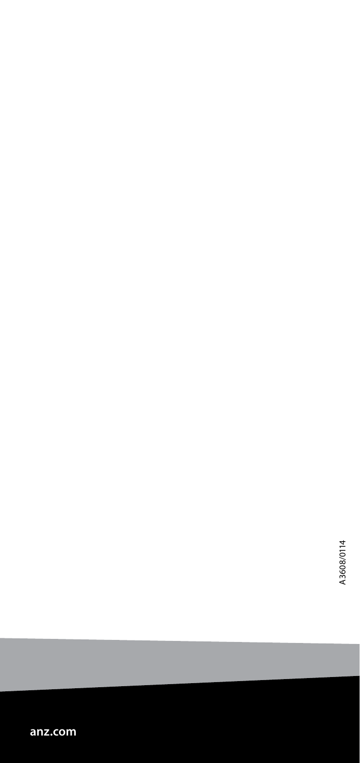A3608/0114

anz.com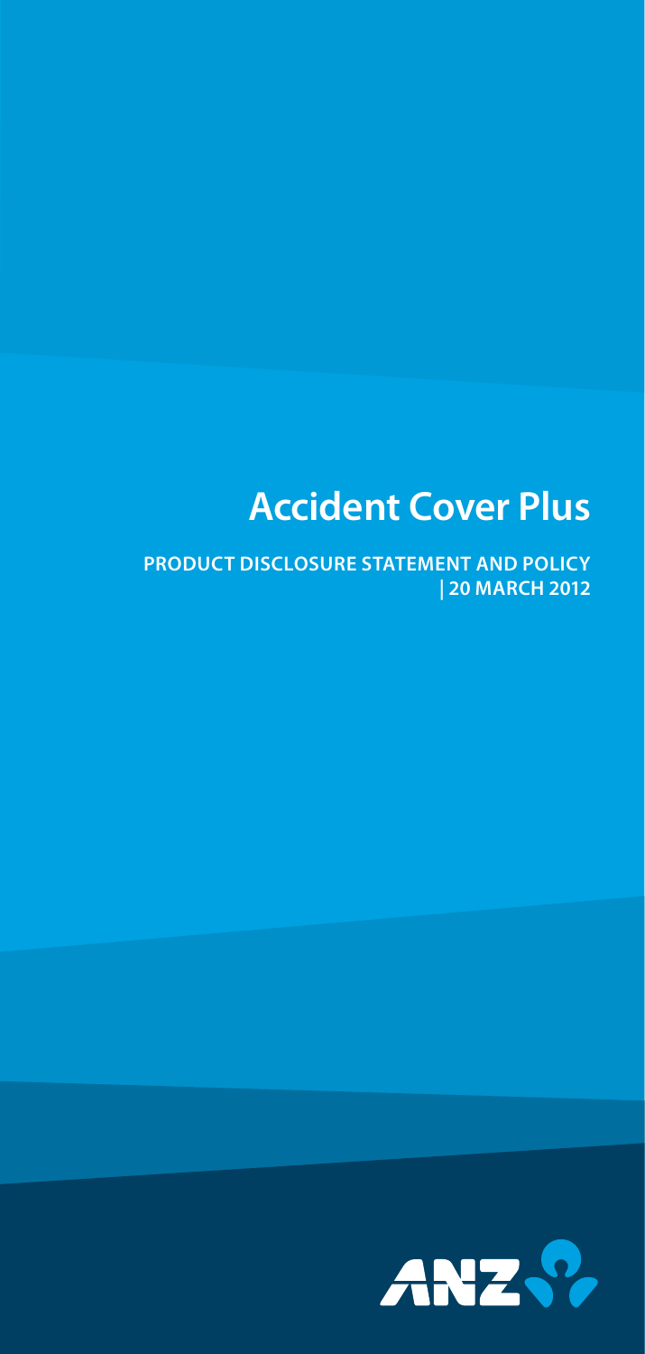# Accident Cover Plus

**PRODUCT DISCLOSURE STATEMENT AND POLICY | 20 MARCH 2012**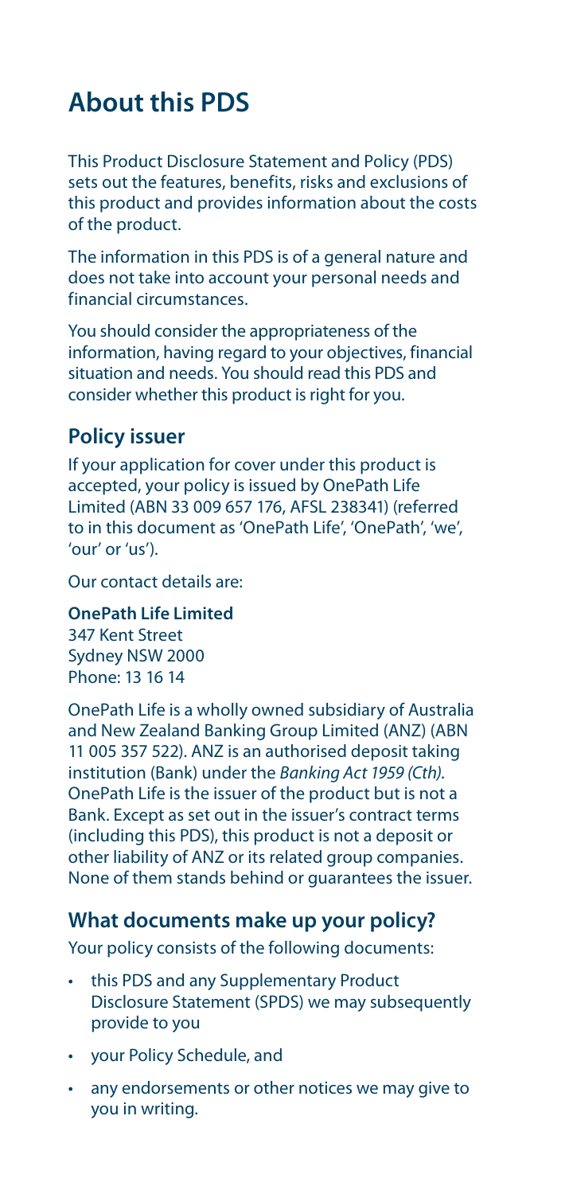# About this PDS

This Product Disclosure Statement and Policy (PDS) sets out the features, benefits, risks and exclusions of this product and provides information about the costs of the product.

The information in this PDS is of a general nature and does not take into account your personal needs and financial circumstances.

You should consider the appropriateness of the information, having regard to your objectives, financial situation and needs. You should read this PDS and consider whether this product is right for you.

## Policy issuer

If your application for cover under this product is accepted, your policy is issued by OnePath Life Limited (ABN 33 009 657 176, AFSL 238341) (referred to in this document as 'OnePath Life', 'OnePath', 'we', 'our' or 'us').

Our contact details are:

**OnePath Life Limited**
347 Kent Street
Sydney NSW 2000
Phone: 13 16 14

OnePath Life is a wholly owned subsidiary of Australia and New Zealand Banking Group Limited (ANZ) (ABN 11 005 357 522). ANZ is an authorised deposit taking institution (Bank) under the *Banking Act 1959 (Cth)*. OnePath Life is the issuer of the product but is not a Bank. Except as set out in the issuer's contract terms (including this PDS), this product is not a deposit or other liability of ANZ or its related group companies. None of them stands behind or guarantees the issuer.

## What documents make up your policy?

Your policy consists of the following documents:

- this PDS and any Supplementary Product Disclosure Statement (SPDS) we may subsequently provide to you
- your Policy Schedule, and
- any endorsements or other notices we may give to you in writing.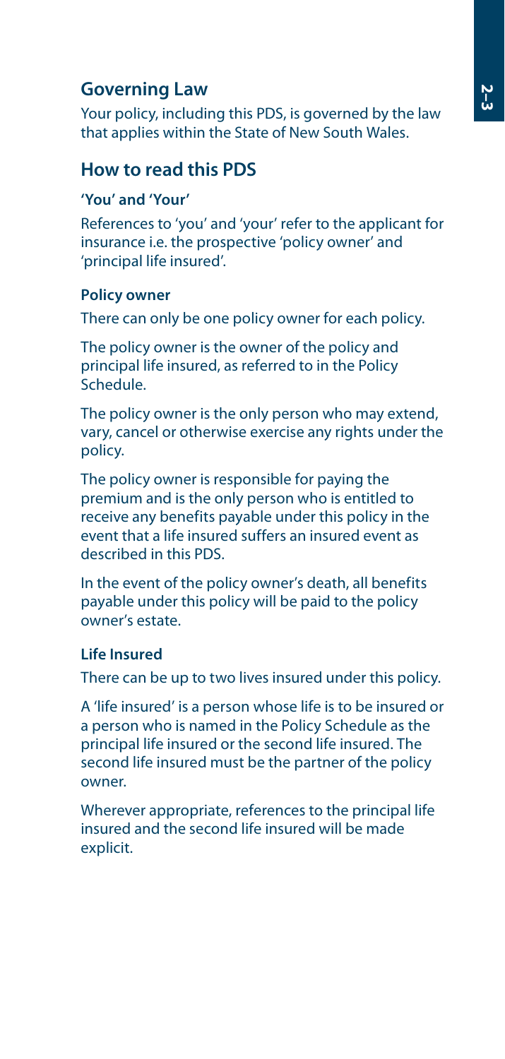## Governing Law

Your policy, including this PDS, is governed by the law that applies within the State of New South Wales.

## How to read this PDS

### 'You' and 'Your'

References to 'you' and 'your' refer to the applicant for insurance i.e. the prospective 'policy owner' and 'principal life insured'.

### Policy owner

There can only be one policy owner for each policy.

The policy owner is the owner of the policy and principal life insured, as referred to in the Policy Schedule.

The policy owner is the only person who may extend, vary, cancel or otherwise exercise any rights under the policy.

The policy owner is responsible for paying the premium and is the only person who is entitled to receive any benefits payable under this policy in the event that a life insured suffers an insured event as described in this PDS.

In the event of the policy owner's death, all benefits payable under this policy will be paid to the policy owner's estate.

### Life Insured

There can be up to two lives insured under this policy.

A 'life insured' is a person whose life is to be insured or a person who is named in the Policy Schedule as the principal life insured or the second life insured. The second life insured must be the partner of the policy owner.

Wherever appropriate, references to the principal life insured and the second life insured will be made explicit.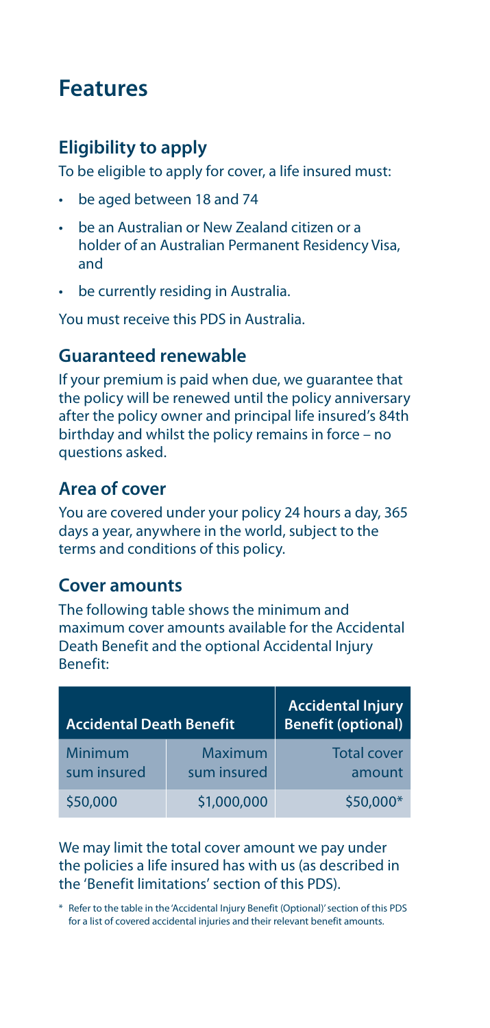# Features

## Eligibility to apply

To be eligible to apply for cover, a life insured must:

- be aged between 18 and 74
- be an Australian or New Zealand citizen or a holder of an Australian Permanent Residency Visa, and
- be currently residing in Australia.

You must receive this PDS in Australia.

## Guaranteed renewable

If your premium is paid when due, we guarantee that the policy will be renewed until the policy anniversary after the policy owner and principal life insured's 84th birthday and whilst the policy remains in force – no questions asked.

## Area of cover

You are covered under your policy 24 hours a day, 365 days a year, anywhere in the world, subject to the terms and conditions of this policy.

## Cover amounts

The following table shows the minimum and maximum cover amounts available for the Accidental Death Benefit and the optional Accidental Injury Benefit:

| Accidental Death Benefit | | Accidental Injury Benefit (optional) |
|---|---|---|
| Minimum sum insured | Maximum sum insured | Total cover amount |
| $50,000 | $1,000,000 | $50,000* |

We may limit the total cover amount we pay under the policies a life insured has with us (as described in the 'Benefit limitations' section of this PDS).

\* Refer to the table in the 'Accidental Injury Benefit (Optional)' section of this PDS for a list of covered accidental injuries and their relevant benefit amounts.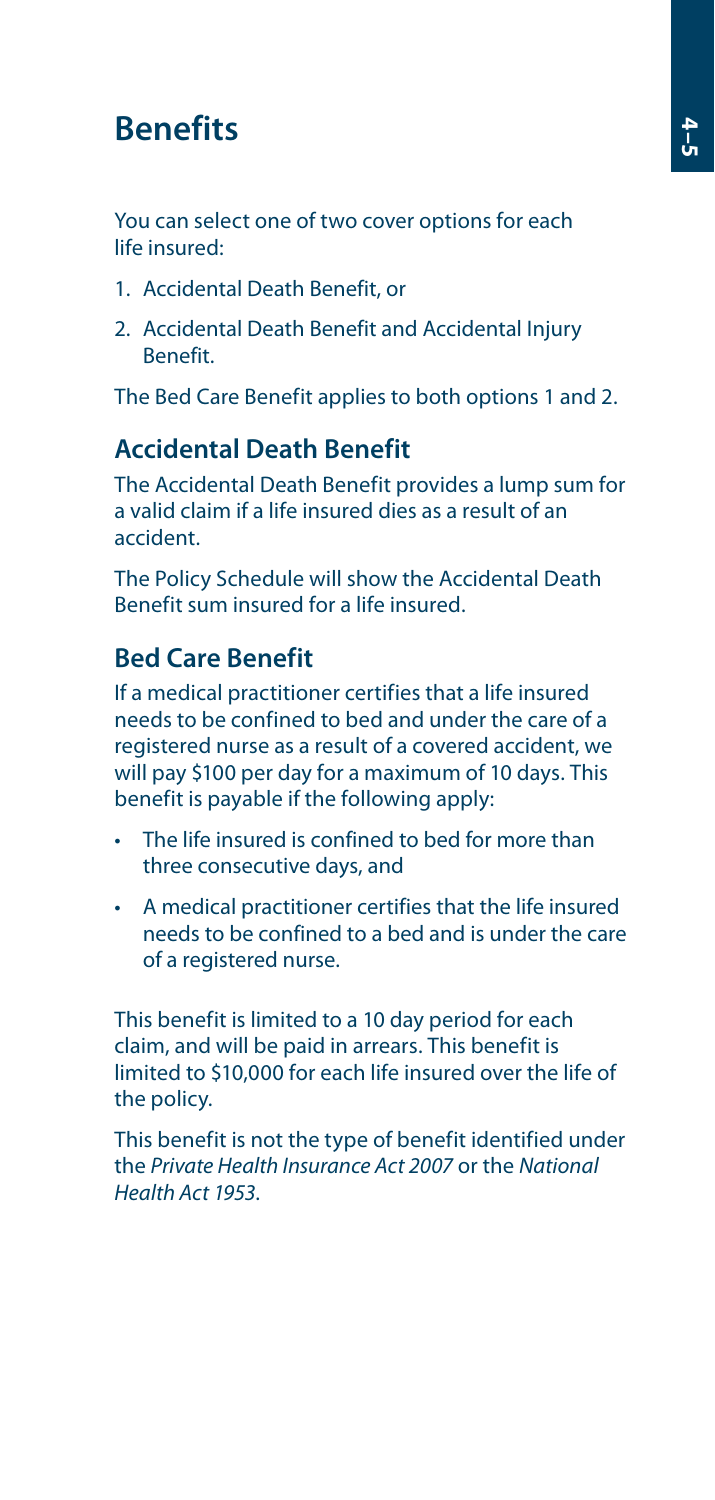# Benefits

You can select one of two cover options for each life insured:

1. Accidental Death Benefit, or
2. Accidental Death Benefit and Accidental Injury Benefit.

The Bed Care Benefit applies to both options 1 and 2.

## Accidental Death Benefit

The Accidental Death Benefit provides a lump sum for a valid claim if a life insured dies as a result of an accident.

The Policy Schedule will show the Accidental Death Benefit sum insured for a life insured.

## Bed Care Benefit

If a medical practitioner certifies that a life insured needs to be confined to bed and under the care of a registered nurse as a result of a covered accident, we will pay $100 per day for a maximum of 10 days. This benefit is payable if the following apply:

- The life insured is confined to bed for more than three consecutive days, and
- A medical practitioner certifies that the life insured needs to be confined to a bed and is under the care of a registered nurse.

This benefit is limited to a 10 day period for each claim, and will be paid in arrears. This benefit is limited to $10,000 for each life insured over the life of the policy.

This benefit is not the type of benefit identified under the *Private Health Insurance Act 2007* or the *National Health Act 1953*.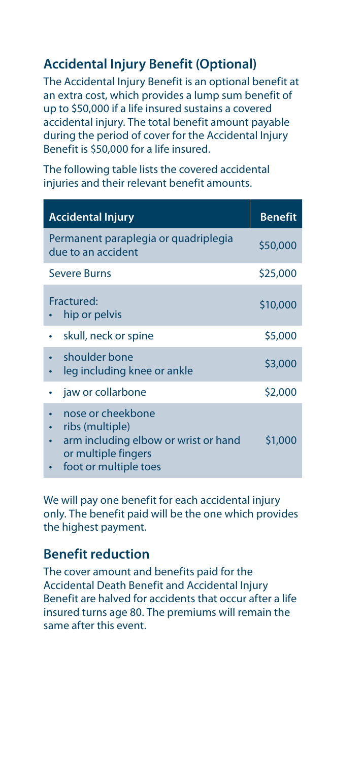## Accidental Injury Benefit (Optional)

The Accidental Injury Benefit is an optional benefit at an extra cost, which provides a lump sum benefit of up to $50,000 if a life insured sustains a covered accidental injury. The total benefit amount payable during the period of cover for the Accidental Injury Benefit is $50,000 for a life insured.

The following table lists the covered accidental injuries and their relevant benefit amounts.

| Accidental Injury | Benefit |
|---|---|
| Permanent paraplegia or quadriplegia due to an accident | $50,000 |
| Severe Burns | $25,000 |
| Fractured:<br>• hip or pelvis | $10,000 |
| • skull, neck or spine | $5,000 |
| • shoulder bone<br>• leg including knee or ankle | $3,000 |
| • jaw or collarbone | $2,000 |
| • nose or cheekbone<br>• ribs (multiple)<br>• arm including elbow or wrist or hand or multiple fingers<br>• foot or multiple toes | $1,000 |

We will pay one benefit for each accidental injury only. The benefit paid will be the one which provides the highest payment.

## Benefit reduction

The cover amount and benefits paid for the Accidental Death Benefit and Accidental Injury Benefit are halved for accidents that occur after a life insured turns age 80. The premiums will remain the same after this event.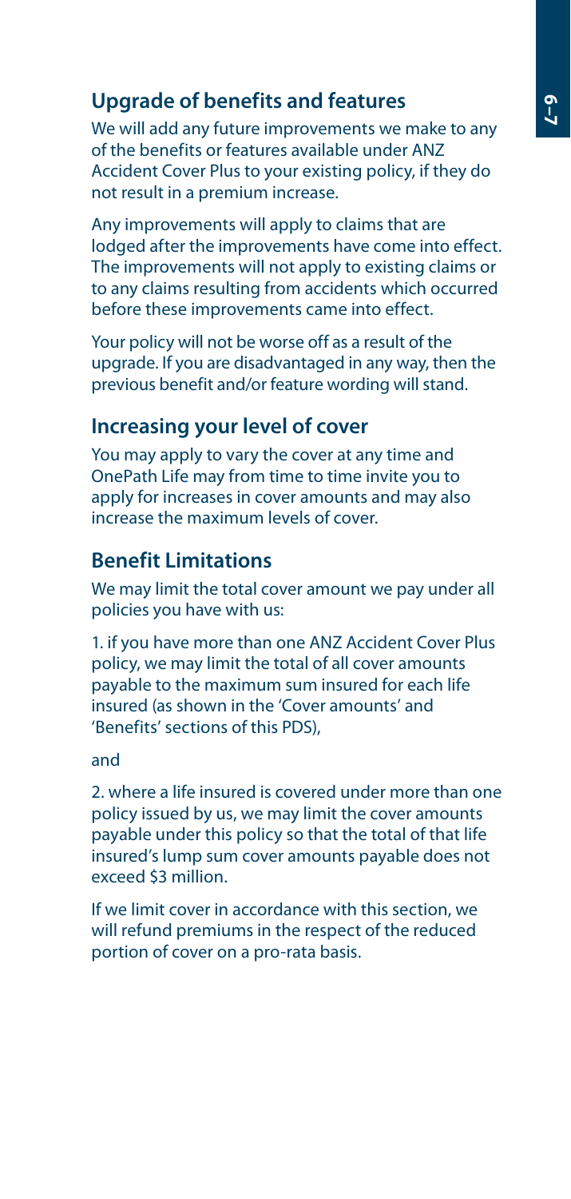## Upgrade of benefits and features

We will add any future improvements we make to any of the benefits or features available under ANZ Accident Cover Plus to your existing policy, if they do not result in a premium increase.

Any improvements will apply to claims that are lodged after the improvements have come into effect. The improvements will not apply to existing claims or to any claims resulting from accidents which occurred before these improvements came into effect.

Your policy will not be worse off as a result of the upgrade. If you are disadvantaged in any way, then the previous benefit and/or feature wording will stand.

## Increasing your level of cover

You may apply to vary the cover at any time and OnePath Life may from time to time invite you to apply for increases in cover amounts and may also increase the maximum levels of cover.

## Benefit Limitations

We may limit the total cover amount we pay under all policies you have with us:

1. if you have more than one ANZ Accident Cover Plus policy, we may limit the total of all cover amounts payable to the maximum sum insured for each life insured (as shown in the 'Cover amounts' and 'Benefits' sections of this PDS),

and

2. where a life insured is covered under more than one policy issued by us, we may limit the cover amounts payable under this policy so that the total of that life insured's lump sum cover amounts payable does not exceed $3 million.

If we limit cover in accordance with this section, we will refund premiums in the respect of the reduced portion of cover on a pro-rata basis.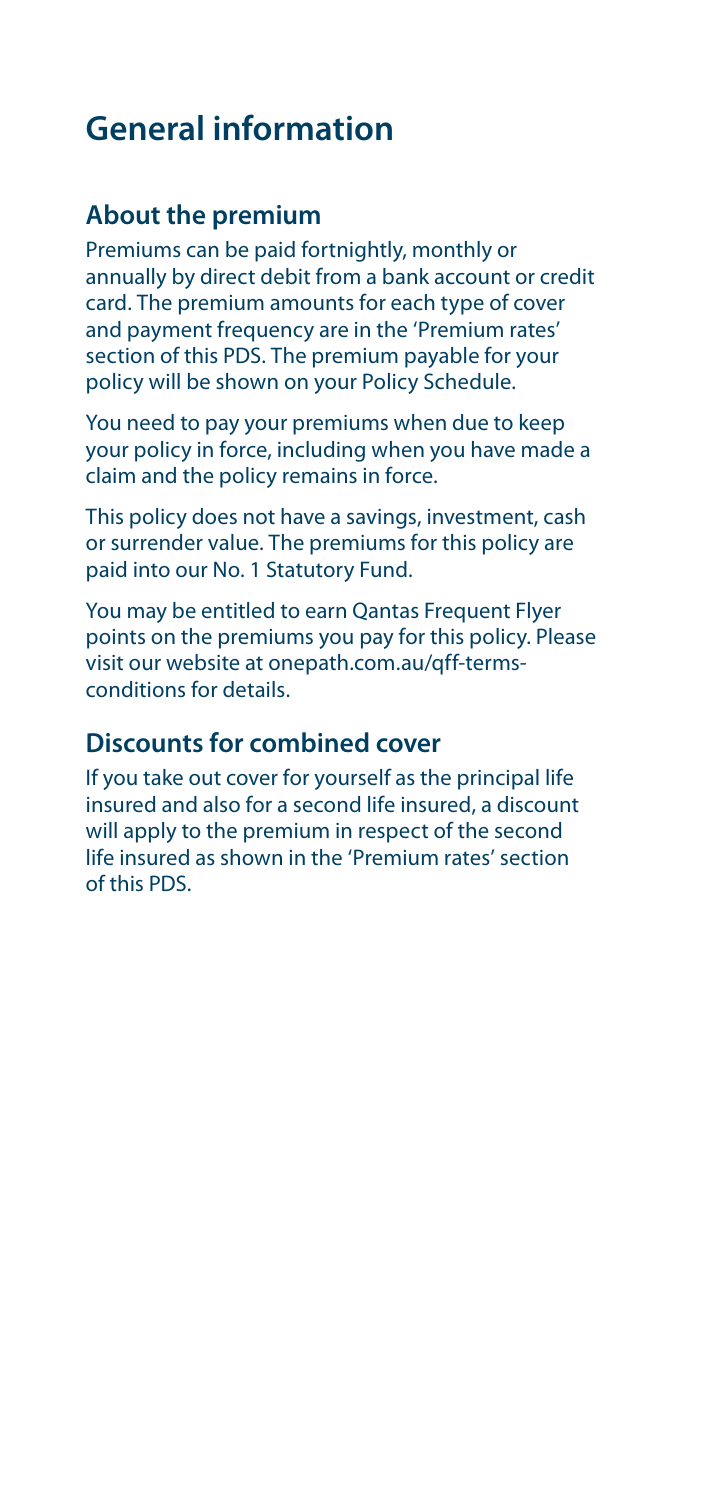# General information

## About the premium

Premiums can be paid fortnightly, monthly or annually by direct debit from a bank account or credit card. The premium amounts for each type of cover and payment frequency are in the 'Premium rates' section of this PDS. The premium payable for your policy will be shown on your Policy Schedule.

You need to pay your premiums when due to keep your policy in force, including when you have made a claim and the policy remains in force.

This policy does not have a savings, investment, cash or surrender value. The premiums for this policy are paid into our No. 1 Statutory Fund.

You may be entitled to earn Qantas Frequent Flyer points on the premiums you pay for this policy. Please visit our website at onepath.com.au/qff-terms-conditions for details.

## Discounts for combined cover

If you take out cover for yourself as the principal life insured and also for a second life insured, a discount will apply to the premium in respect of the second life insured as shown in the 'Premium rates' section of this PDS.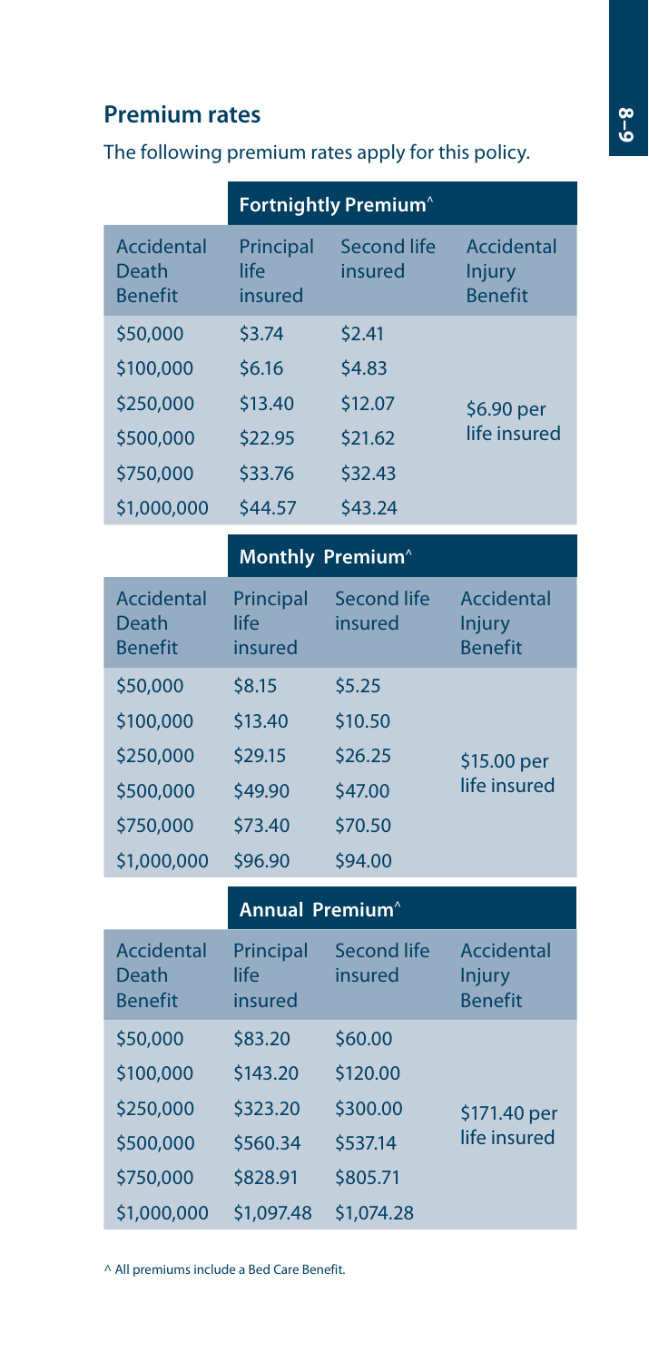## Premium rates

The following premium rates apply for this policy.

| | Fortnightly Premium^ | | |
|---|---|---|---|
| Accidental Death Benefit | Principal life insured | Second life insured | Accidental Injury Benefit |
| $50,000 | $3.74 | $2.41 | $6.90 per life insured |
| $100,000 | $6.16 | $4.83 | |
| $250,000 | $13.40 | $12.07 | |
| $500,000 | $22.95 | $21.62 | |
| $750,000 | $33.76 | $32.43 | |
| $1,000,000 | $44.57 | $43.24 | |

| | Monthly Premium^ | | |
|---|---|---|---|
| Accidental Death Benefit | Principal life insured | Second life insured | Accidental Injury Benefit |
| $50,000 | $8.15 | $5.25 | $15.00 per life insured |
| $100,000 | $13.40 | $10.50 | |
| $250,000 | $29.15 | $26.25 | |
| $500,000 | $49.90 | $47.00 | |
| $750,000 | $73.40 | $70.50 | |
| $1,000,000 | $96.90 | $94.00 | |

| | Annual Premium^ | | |
|---|---|---|---|
| Accidental Death Benefit | Principal life insured | Second life insured | Accidental Injury Benefit |
| $50,000 | $83.20 | $60.00 | $171.40 per life insured |
| $100,000 | $143.20 | $120.00 | |
| $250,000 | $323.20 | $300.00 | |
| $500,000 | $560.34 | $537.14 | |
| $750,000 | $828.91 | $805.71 | |
| $1,000,000 | $1,097.48 | $1,074.28 | |

^ All premiums include a Bed Care Benefit.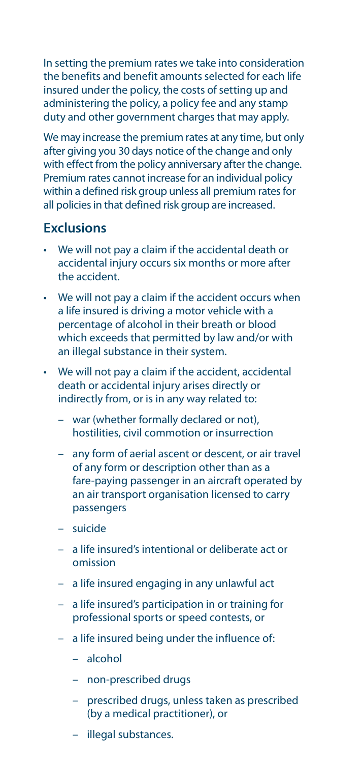In setting the premium rates we take into consideration the benefits and benefit amounts selected for each life insured under the policy, the costs of setting up and administering the policy, a policy fee and any stamp duty and other government charges that may apply.

We may increase the premium rates at any time, but only after giving you 30 days notice of the change and only with effect from the policy anniversary after the change. Premium rates cannot increase for an individual policy within a defined risk group unless all premium rates for all policies in that defined risk group are increased.

## Exclusions

- We will not pay a claim if the accidental death or accidental injury occurs six months or more after the accident.
- We will not pay a claim if the accident occurs when a life insured is driving a motor vehicle with a percentage of alcohol in their breath or blood which exceeds that permitted by law and/or with an illegal substance in their system.
- We will not pay a claim if the accident, accidental death or accidental injury arises directly or indirectly from, or is in any way related to:
  - war (whether formally declared or not), hostilities, civil commotion or insurrection
  - any form of aerial ascent or descent, or air travel of any form or description other than as a fare-paying passenger in an aircraft operated by an air transport organisation licensed to carry passengers
  - suicide
  - a life insured's intentional or deliberate act or omission
  - a life insured engaging in any unlawful act
  - a life insured's participation in or training for professional sports or speed contests, or
  - a life insured being under the influence of:
    - alcohol
    - non-prescribed drugs
    - prescribed drugs, unless taken as prescribed (by a medical practitioner), or
    - illegal substances.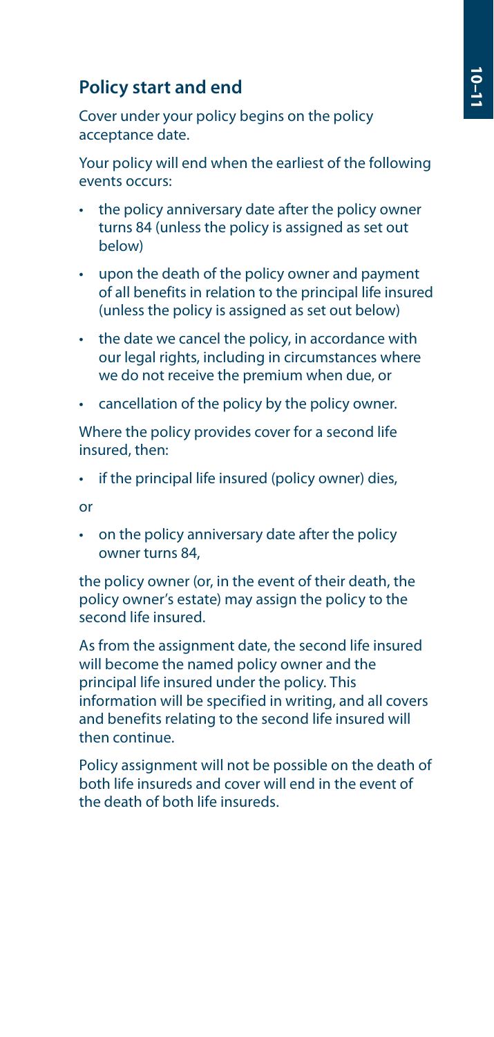## Policy start and end

Cover under your policy begins on the policy acceptance date.

Your policy will end when the earliest of the following events occurs:

- the policy anniversary date after the policy owner turns 84 (unless the policy is assigned as set out below)
- upon the death of the policy owner and payment of all benefits in relation to the principal life insured (unless the policy is assigned as set out below)
- the date we cancel the policy, in accordance with our legal rights, including in circumstances where we do not receive the premium when due, or
- cancellation of the policy by the policy owner.

Where the policy provides cover for a second life insured, then:

- if the principal life insured (policy owner) dies,

or

- on the policy anniversary date after the policy owner turns 84,

the policy owner (or, in the event of their death, the policy owner's estate) may assign the policy to the second life insured.

As from the assignment date, the second life insured will become the named policy owner and the principal life insured under the policy. This information will be specified in writing, and all covers and benefits relating to the second life insured will then continue.

Policy assignment will not be possible on the death of both life insureds and cover will end in the event of the death of both life insureds.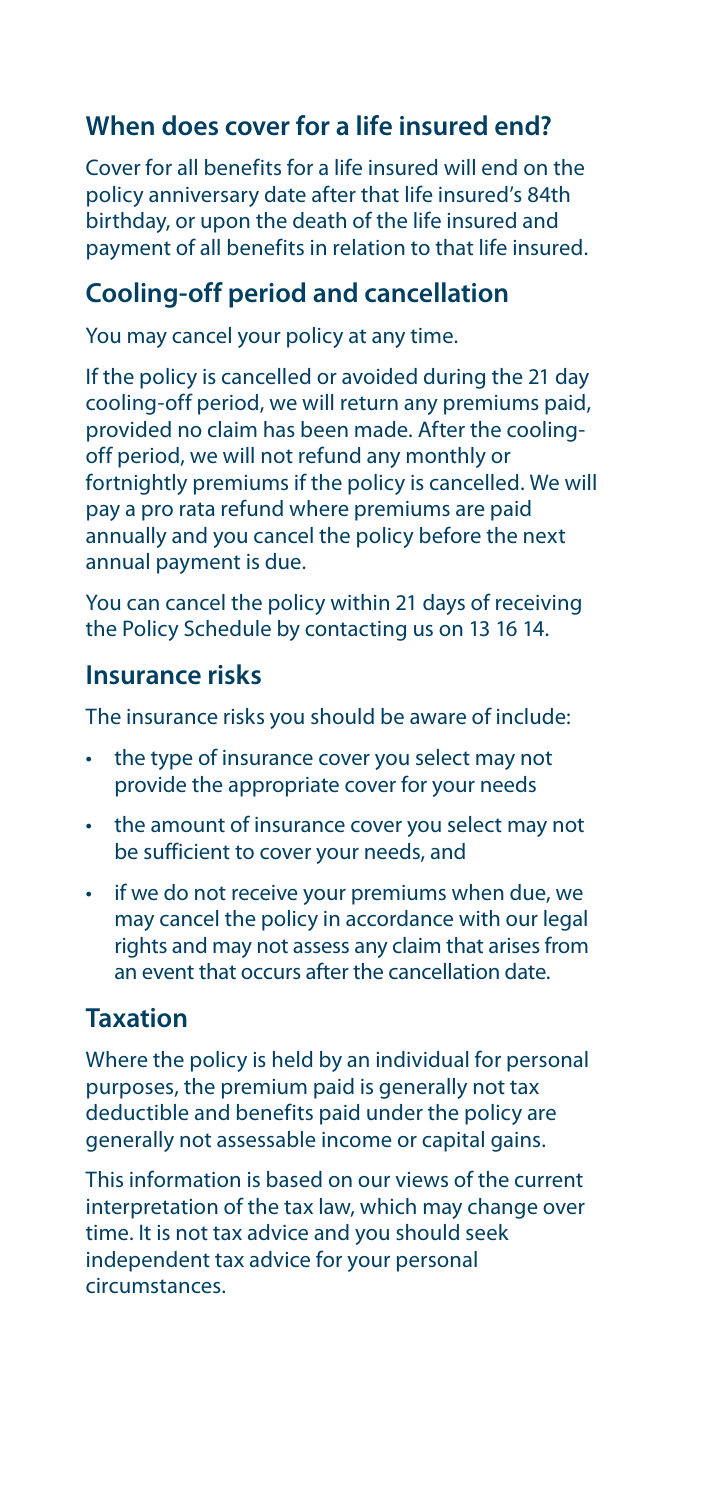## When does cover for a life insured end?

Cover for all benefits for a life insured will end on the policy anniversary date after that life insured's 84th birthday, or upon the death of the life insured and payment of all benefits in relation to that life insured.

## Cooling-off period and cancellation

You may cancel your policy at any time.

If the policy is cancelled or avoided during the 21 day cooling-off period, we will return any premiums paid, provided no claim has been made. After the cooling-off period, we will not refund any monthly or fortnightly premiums if the policy is cancelled. We will pay a pro rata refund where premiums are paid annually and you cancel the policy before the next annual payment is due.

You can cancel the policy within 21 days of receiving the Policy Schedule by contacting us on 13 16 14.

## Insurance risks

The insurance risks you should be aware of include:

- the type of insurance cover you select may not provide the appropriate cover for your needs
- the amount of insurance cover you select may not be sufficient to cover your needs, and
- if we do not receive your premiums when due, we may cancel the policy in accordance with our legal rights and may not assess any claim that arises from an event that occurs after the cancellation date.

## Taxation

Where the policy is held by an individual for personal purposes, the premium paid is generally not tax deductible and benefits paid under the policy are generally not assessable income or capital gains.

This information is based on our views of the current interpretation of the tax law, which may change over time. It is not tax advice and you should seek independent tax advice for your personal circumstances.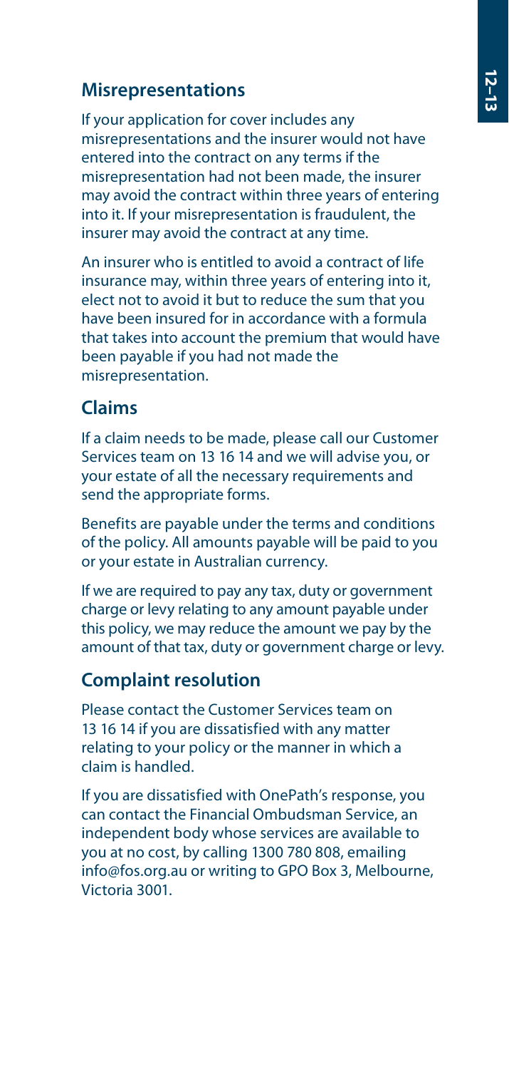## Misrepresentations

If your application for cover includes any misrepresentations and the insurer would not have entered into the contract on any terms if the misrepresentation had not been made, the insurer may avoid the contract within three years of entering into it. If your misrepresentation is fraudulent, the insurer may avoid the contract at any time.

An insurer who is entitled to avoid a contract of life insurance may, within three years of entering into it, elect not to avoid it but to reduce the sum that you have been insured for in accordance with a formula that takes into account the premium that would have been payable if you had not made the misrepresentation.

## Claims

If a claim needs to be made, please call our Customer Services team on 13 16 14 and we will advise you, or your estate of all the necessary requirements and send the appropriate forms.

Benefits are payable under the terms and conditions of the policy. All amounts payable will be paid to you or your estate in Australian currency.

If we are required to pay any tax, duty or government charge or levy relating to any amount payable under this policy, we may reduce the amount we pay by the amount of that tax, duty or government charge or levy.

## Complaint resolution

Please contact the Customer Services team on 13 16 14 if you are dissatisfied with any matter relating to your policy or the manner in which a claim is handled.

If you are dissatisfied with OnePath's response, you can contact the Financial Ombudsman Service, an independent body whose services are available to you at no cost, by calling 1300 780 808, emailing info@fos.org.au or writing to GPO Box 3, Melbourne, Victoria 3001.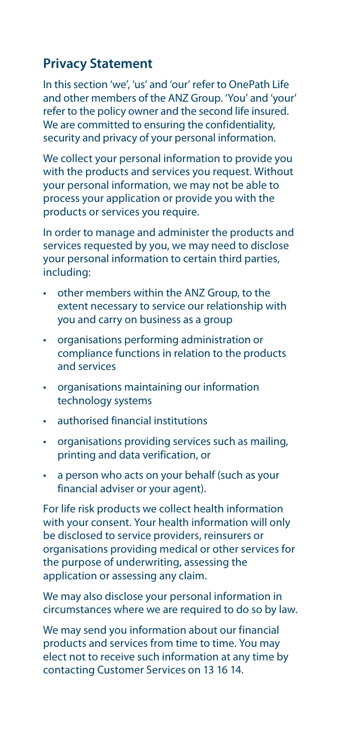## Privacy Statement

In this section 'we', 'us' and 'our' refer to OnePath Life and other members of the ANZ Group. 'You' and 'your' refer to the policy owner and the second life insured. We are committed to ensuring the confidentiality, security and privacy of your personal information.

We collect your personal information to provide you with the products and services you request. Without your personal information, we may not be able to process your application or provide you with the products or services you require.

In order to manage and administer the products and services requested by you, we may need to disclose your personal information to certain third parties, including:

- other members within the ANZ Group, to the extent necessary to service our relationship with you and carry on business as a group
- organisations performing administration or compliance functions in relation to the products and services
- organisations maintaining our information technology systems
- authorised financial institutions
- organisations providing services such as mailing, printing and data verification, or
- a person who acts on your behalf (such as your financial adviser or your agent).

For life risk products we collect health information with your consent. Your health information will only be disclosed to service providers, reinsurers or organisations providing medical or other services for the purpose of underwriting, assessing the application or assessing any claim.

We may also disclose your personal information in circumstances where we are required to do so by law.

We may send you information about our financial products and services from time to time. You may elect not to receive such information at any time by contacting Customer Services on 13 16 14.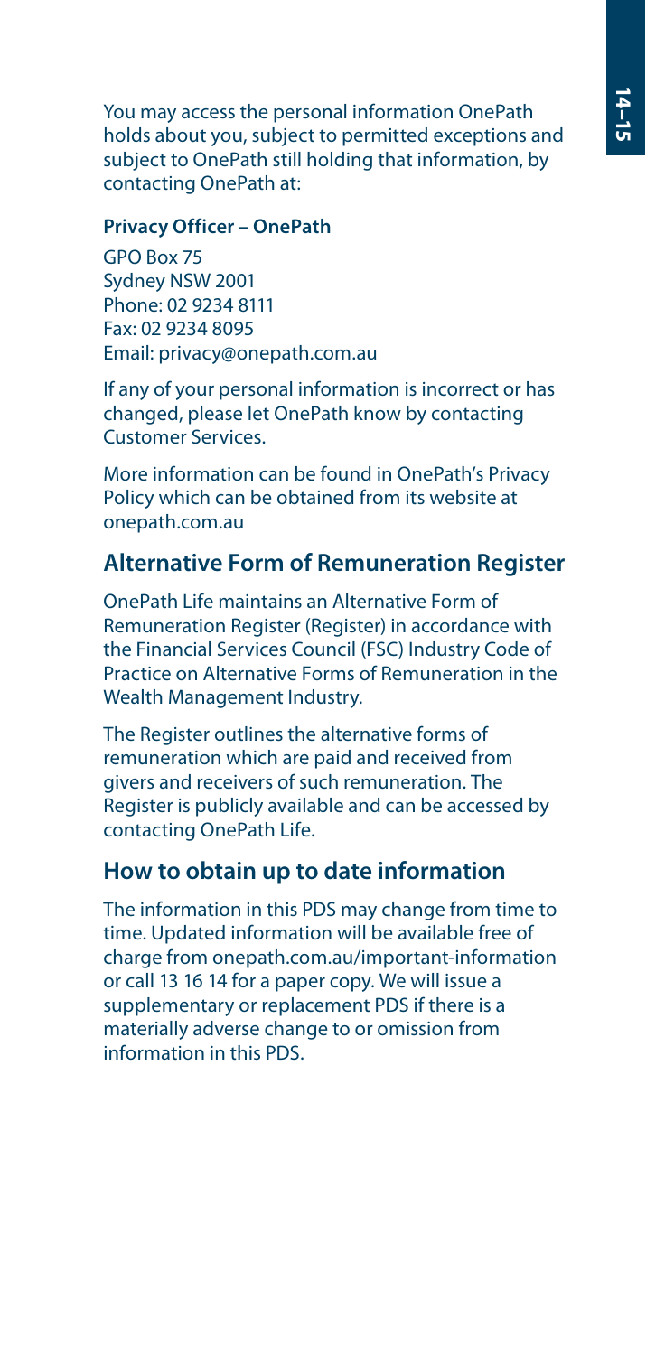You may access the personal information OnePath holds about you, subject to permitted exceptions and subject to OnePath still holding that information, by contacting OnePath at:

**Privacy Officer – OnePath**

GPO Box 75
Sydney NSW 2001
Phone: 02 9234 8111
Fax: 02 9234 8095
Email: privacy@onepath.com.au

If any of your personal information is incorrect or has changed, please let OnePath know by contacting Customer Services.

More information can be found in OnePath's Privacy Policy which can be obtained from its website at onepath.com.au

## Alternative Form of Remuneration Register

OnePath Life maintains an Alternative Form of Remuneration Register (Register) in accordance with the Financial Services Council (FSC) Industry Code of Practice on Alternative Forms of Remuneration in the Wealth Management Industry.

The Register outlines the alternative forms of remuneration which are paid and received from givers and receivers of such remuneration. The Register is publicly available and can be accessed by contacting OnePath Life.

## How to obtain up to date information

The information in this PDS may change from time to time. Updated information will be available free of charge from onepath.com.au/important-information or call 13 16 14 for a paper copy. We will issue a supplementary or replacement PDS if there is a materially adverse change to or omission from information in this PDS.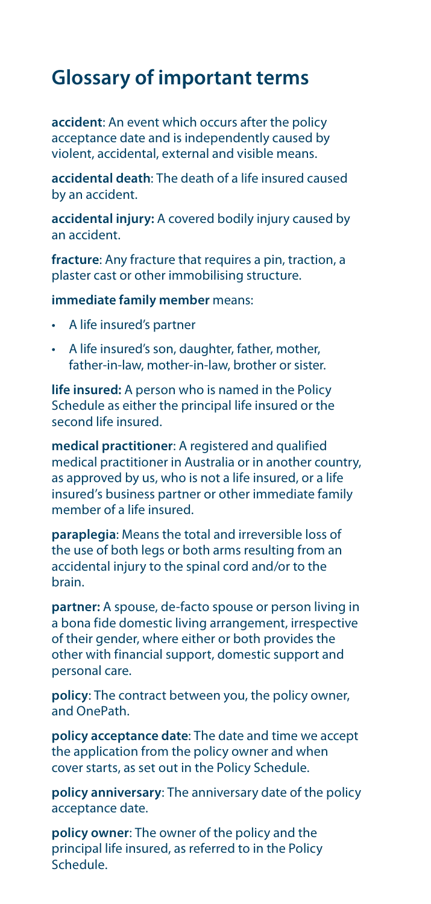## Glossary of important terms

**accident**: An event which occurs after the policy acceptance date and is independently caused by violent, accidental, external and visible means.

**accidental death**: The death of a life insured caused by an accident.

**accidental injury:** A covered bodily injury caused by an accident.

**fracture**: Any fracture that requires a pin, traction, a plaster cast or other immobilising structure.

**immediate family member** means:

- A life insured's partner
- A life insured's son, daughter, father, mother, father-in-law, mother-in-law, brother or sister.

**life insured:** A person who is named in the Policy Schedule as either the principal life insured or the second life insured.

**medical practitioner**: A registered and qualified medical practitioner in Australia or in another country, as approved by us, who is not a life insured, or a life insured's business partner or other immediate family member of a life insured.

**paraplegia**: Means the total and irreversible loss of the use of both legs or both arms resulting from an accidental injury to the spinal cord and/or to the brain.

**partner:** A spouse, de-facto spouse or person living in a bona fide domestic living arrangement, irrespective of their gender, where either or both provides the other with financial support, domestic support and personal care.

**policy**: The contract between you, the policy owner, and OnePath.

**policy acceptance date**: The date and time we accept the application from the policy owner and when cover starts, as set out in the Policy Schedule.

**policy anniversary**: The anniversary date of the policy acceptance date.

**policy owner**: The owner of the policy and the principal life insured, as referred to in the Policy Schedule.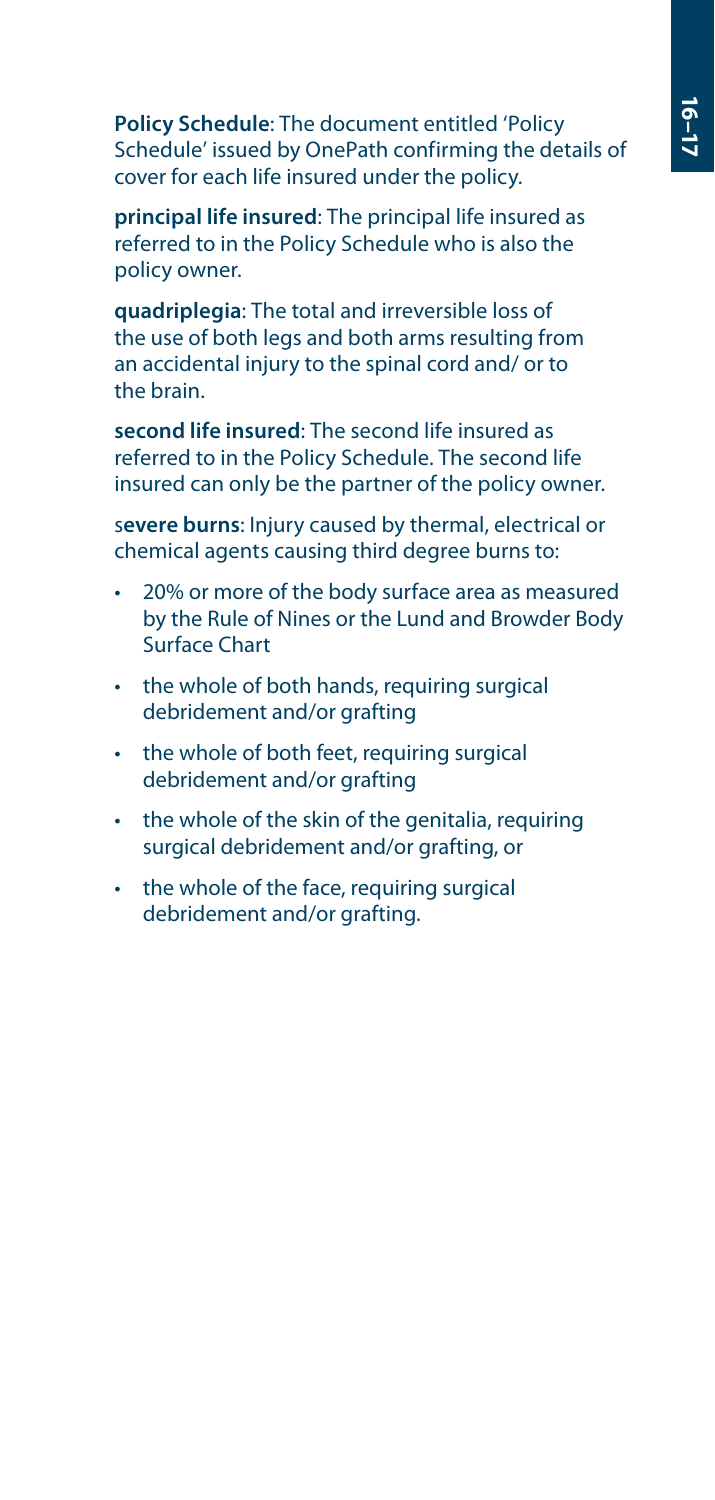**Policy Schedule**: The document entitled 'Policy Schedule' issued by OnePath confirming the details of cover for each life insured under the policy.

**principal life insured**: The principal life insured as referred to in the Policy Schedule who is also the policy owner.

**quadriplegia**: The total and irreversible loss of the use of both legs and both arms resulting from an accidental injury to the spinal cord and/ or to the brain.

**second life insured**: The second life insured as referred to in the Policy Schedule. The second life insured can only be the partner of the policy owner.

s**evere burns**: Injury caused by thermal, electrical or chemical agents causing third degree burns to:

- 20% or more of the body surface area as measured by the Rule of Nines or the Lund and Browder Body Surface Chart
- the whole of both hands, requiring surgical debridement and/or grafting
- the whole of both feet, requiring surgical debridement and/or grafting
- the whole of the skin of the genitalia, requiring surgical debridement and/or grafting, or
- the whole of the face, requiring surgical debridement and/or grafting.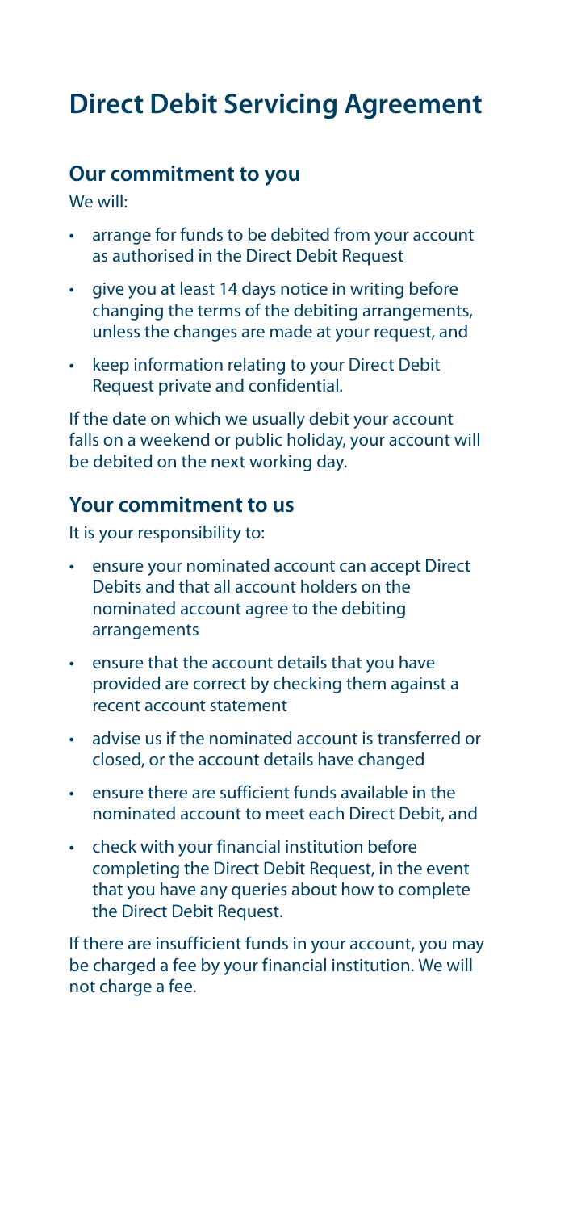# Direct Debit Servicing Agreement

## Our commitment to you

We will:

- arrange for funds to be debited from your account as authorised in the Direct Debit Request
- give you at least 14 days notice in writing before changing the terms of the debiting arrangements, unless the changes are made at your request, and
- keep information relating to your Direct Debit Request private and confidential.

If the date on which we usually debit your account falls on a weekend or public holiday, your account will be debited on the next working day.

## Your commitment to us

It is your responsibility to:

- ensure your nominated account can accept Direct Debits and that all account holders on the nominated account agree to the debiting arrangements
- ensure that the account details that you have provided are correct by checking them against a recent account statement
- advise us if the nominated account is transferred or closed, or the account details have changed
- ensure there are sufficient funds available in the nominated account to meet each Direct Debit, and
- check with your financial institution before completing the Direct Debit Request, in the event that you have any queries about how to complete the Direct Debit Request.

If there are insufficient funds in your account, you may be charged a fee by your financial institution. We will not charge a fee.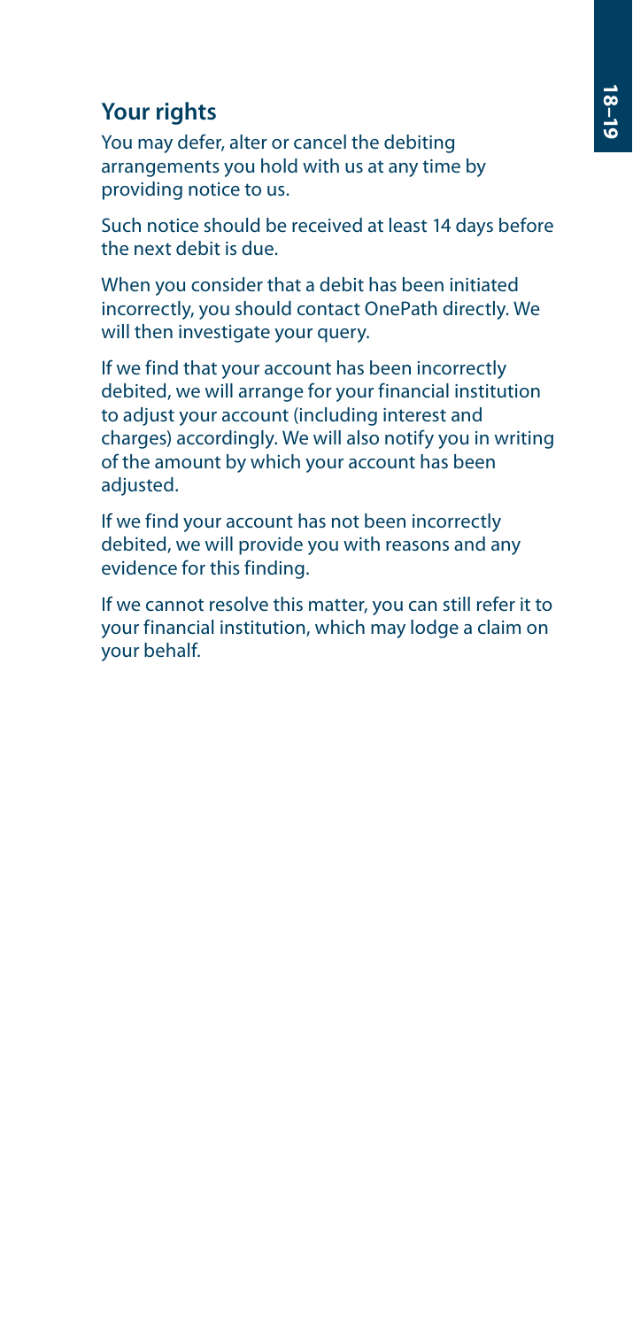## Your rights

You may defer, alter or cancel the debiting arrangements you hold with us at any time by providing notice to us.

Such notice should be received at least 14 days before the next debit is due.

When you consider that a debit has been initiated incorrectly, you should contact OnePath directly. We will then investigate your query.

If we find that your account has been incorrectly debited, we will arrange for your financial institution to adjust your account (including interest and charges) accordingly. We will also notify you in writing of the amount by which your account has been adjusted.

If we find your account has not been incorrectly debited, we will provide you with reasons and any evidence for this finding.

If we cannot resolve this matter, you can still refer it to your financial institution, which may lodge a claim on your behalf.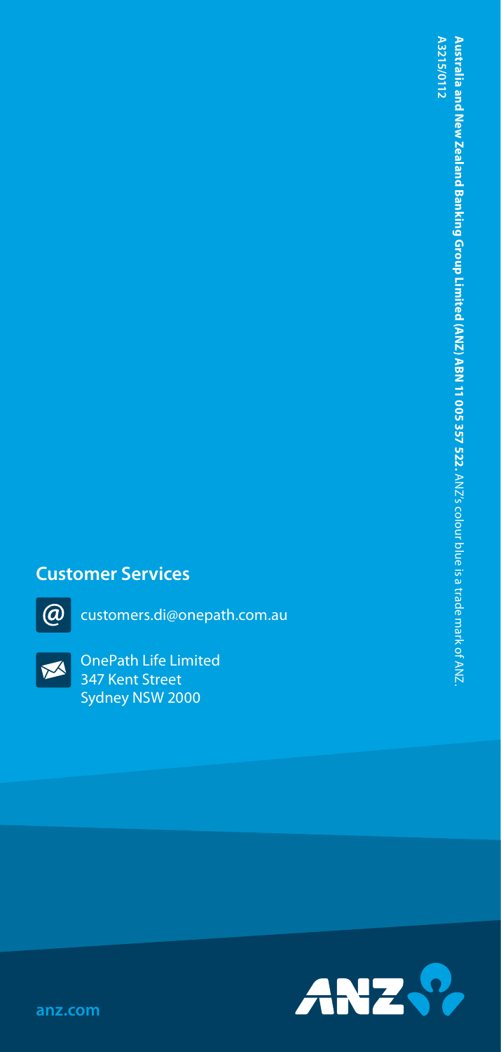## Customer Services

customers.di@onepath.com.au

OnePath Life Limited
347 Kent Street
Sydney NSW 2000

**Australia and New Zealand Banking Group Limited (ANZ) ABN 11 005 357 522.** ANZ's colour blue is a trade mark of ANZ.
**A3215/0112**

anz.com